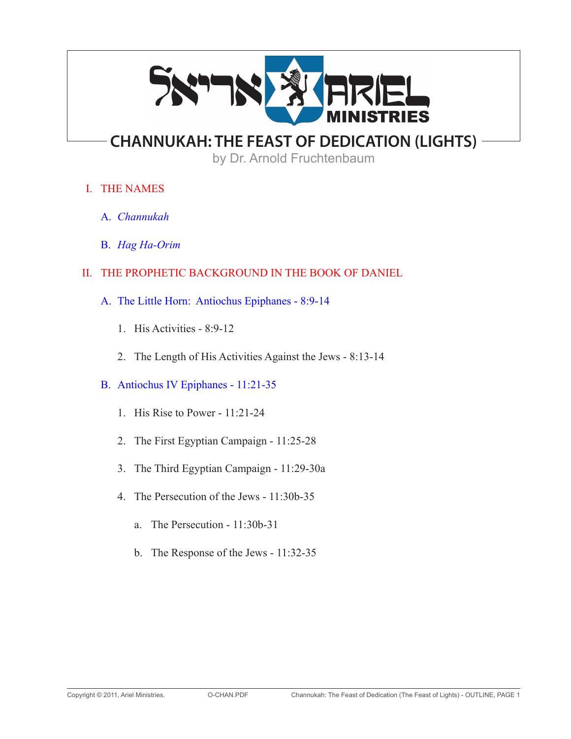# CHANNUKAH: THE FEAST OF DEDICATION (LIGHTS)

by Dr. Arnold Fruchtenbaum

I. THE NAMES

   A. *Channukah*

   B. *Hag Ha-Orim*

II. THE PROPHETIC BACKGROUND IN THE BOOK OF DANIEL

   A. The Little Horn: Antiochus Epiphanes - 8:9-14

      1. His Activities - 8:9-12

      2. The Length of His Activities Against the Jews - 8:13-14

   B. Antiochus IV Epiphanes - 11:21-35

      1. His Rise to Power - 11:21-24

      2. The First Egyptian Campaign - 11:25-28

      3. The Third Egyptian Campaign - 11:29-30a

      4. The Persecution of the Jews - 11:30b-35

         a. The Persecution - 11:30b-31

         b. The Response of the Jews - 11:32-35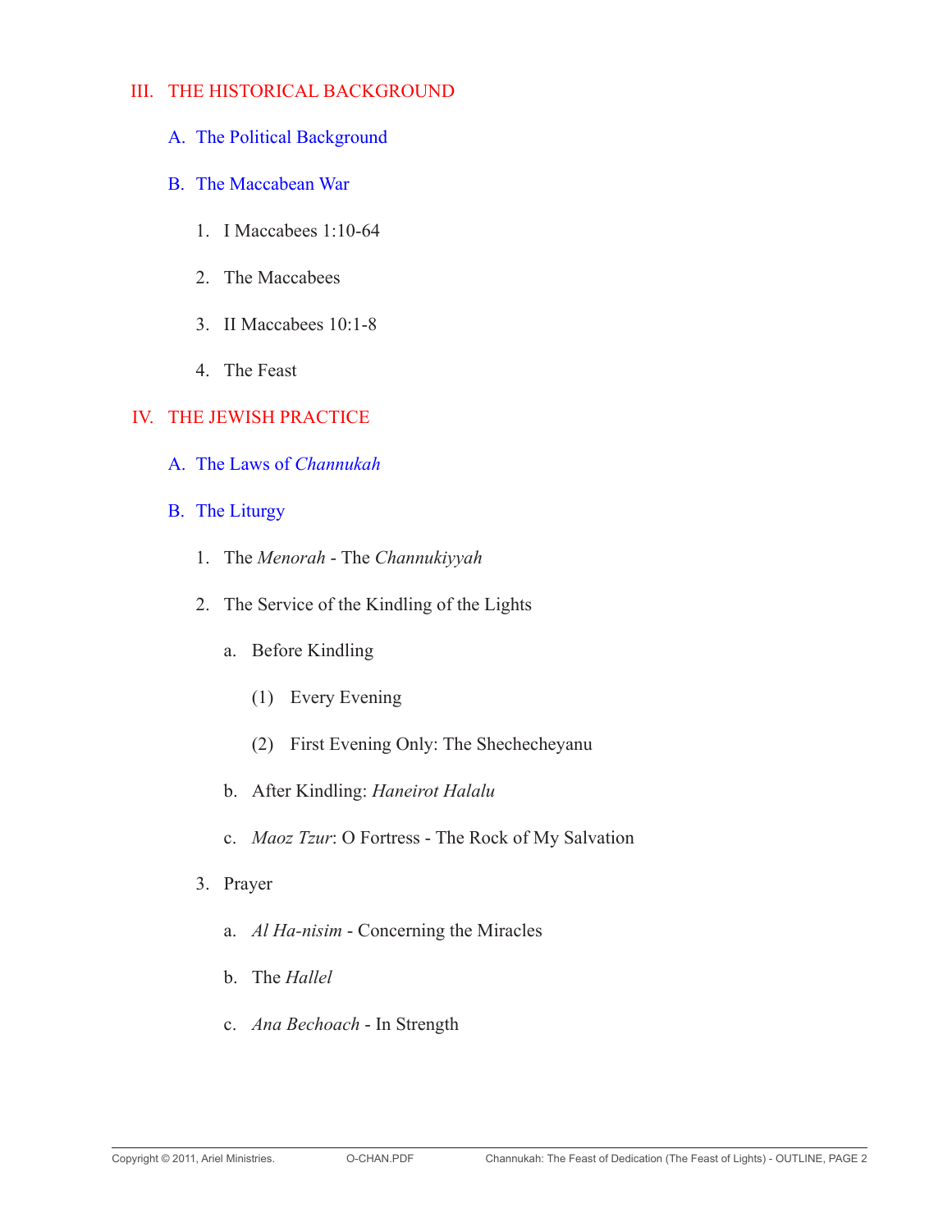## III. THE HISTORICAL BACKGROUND

### A. The Political Background

### B. The Maccabean War

1. I Maccabees 1:10-64
2. The Maccabees
3. II Maccabees 10:1-8
4. The Feast

## IV. THE JEWISH PRACTICE

### A. The Laws of *Channukah*

### B. The Liturgy

1. The *Menorah* - The *Channukiyyah*
2. The Service of the Kindling of the Lights
   - a. Before Kindling
     - (1) Every Evening
     - (2) First Evening Only: The Shechecheyanu
   - b. After Kindling: *Haneirot Halalu*
   - c. *Maoz Tzur*: O Fortress - The Rock of My Salvation
3. Prayer
   - a. *Al Ha-nisim* - Concerning the Miracles
   - b. The *Hallel*
   - c. *Ana Bechoach* - In Strength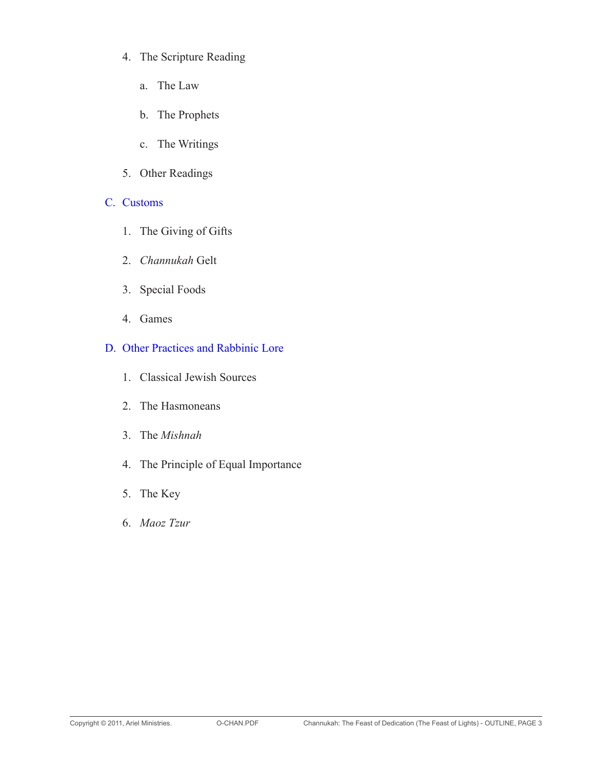4. The Scripture Reading

    a. The Law

    b. The Prophets

    c. The Writings

5. Other Readings

## C. Customs

1. The Giving of Gifts
2. *Channukah* Gelt
3. Special Foods
4. Games

## D. Other Practices and Rabbinic Lore

1. Classical Jewish Sources
2. The Hasmoneans
3. The *Mishnah*
4. The Principle of Equal Importance
5. The Key
6. *Maoz Tzur*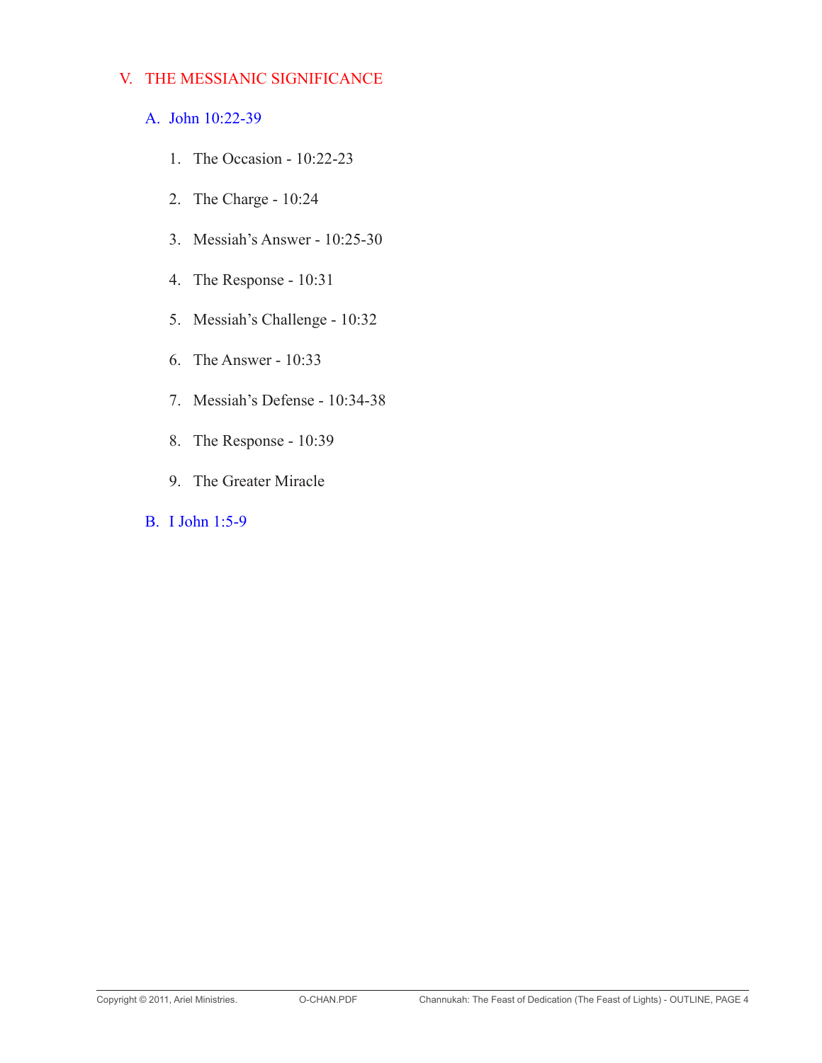## V. THE MESSIANIC SIGNIFICANCE

### A. John 10:22-39

1. The Occasion - 10:22-23
2. The Charge - 10:24
3. Messiah's Answer - 10:25-30
4. The Response - 10:31
5. Messiah's Challenge - 10:32
6. The Answer - 10:33
7. Messiah's Defense - 10:34-38
8. The Response - 10:39
9. The Greater Miracle

### B. I John 1:5-9